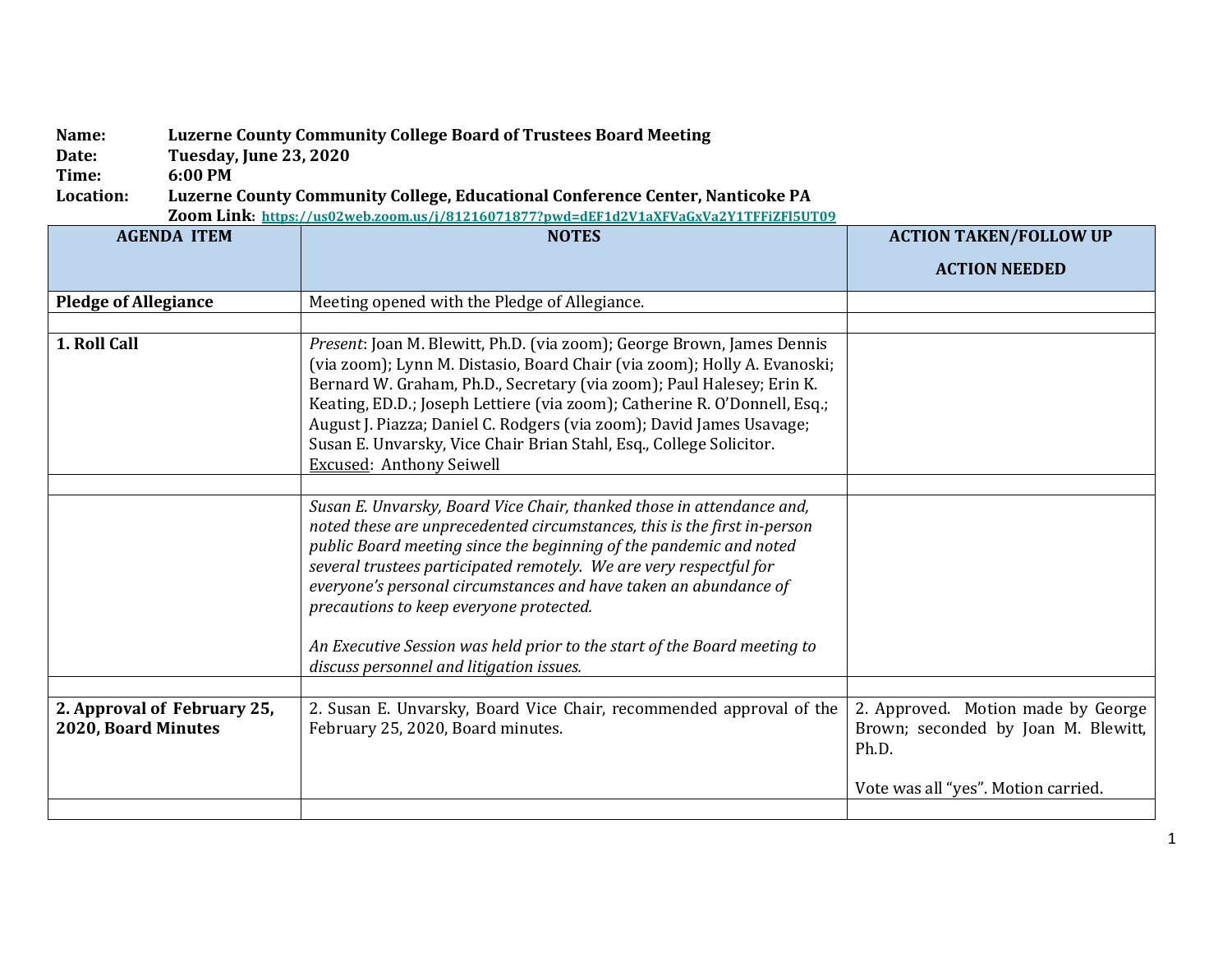**Name:** **Luzerne County Community College Board of Trustees Board Meeting**
**Date:** **Tuesday, June 23, 2020**
**Time:** **6:00 PM**
**Location:** **Luzerne County Community College, Educational Conference Center, Nanticoke PA**
**Zoom Link:** **https://us02web.zoom.us/j/81216071877?pwd=dEF1d2V1aXFVaGxVa2Y1TFFiZFl5UT09**

| AGENDA ITEM | NOTES | ACTION TAKEN/FOLLOW UP ACTION NEEDED |
|---|---|---|
| **Pledge of Allegiance** | Meeting opened with the Pledge of Allegiance. | |
| | | |
| **1. Roll Call** | *Present*: Joan M. Blewitt, Ph.D. (via zoom); George Brown, James Dennis (via zoom); Lynn M. Distasio, Board Chair (via zoom); Holly A. Evanoski; Bernard W. Graham, Ph.D., Secretary (via zoom); Paul Halesey; Erin K. Keating, ED.D.; Joseph Lettiere (via zoom); Catherine R. O'Donnell, Esq.; August J. Piazza; Daniel C. Rodgers (via zoom); David James Usavage; Susan E. Unvarsky, Vice Chair Brian Stahl, Esq., College Solicitor. <u>Excused</u>: Anthony Seiwell | |
| | | |
| | *Susan E. Unvarsky, Board Vice Chair, thanked those in attendance and, noted these are unprecedented circumstances, this is the first in-person public Board meeting since the beginning of the pandemic and noted several trustees participated remotely. We are very respectful for everyone's personal circumstances and have taken an abundance of precautions to keep everyone protected.*<br><br>*An Executive Session was held prior to the start of the Board meeting to discuss personnel and litigation issues.* | |
| | | |
| **2. Approval of February 25, 2020, Board Minutes** | 2. Susan E. Unvarsky, Board Vice Chair, recommended approval of the February 25, 2020, Board minutes. | 2. Approved. Motion made by George Brown; seconded by Joan M. Blewitt, Ph.D.<br><br>Vote was all "yes". Motion carried. |
| | | |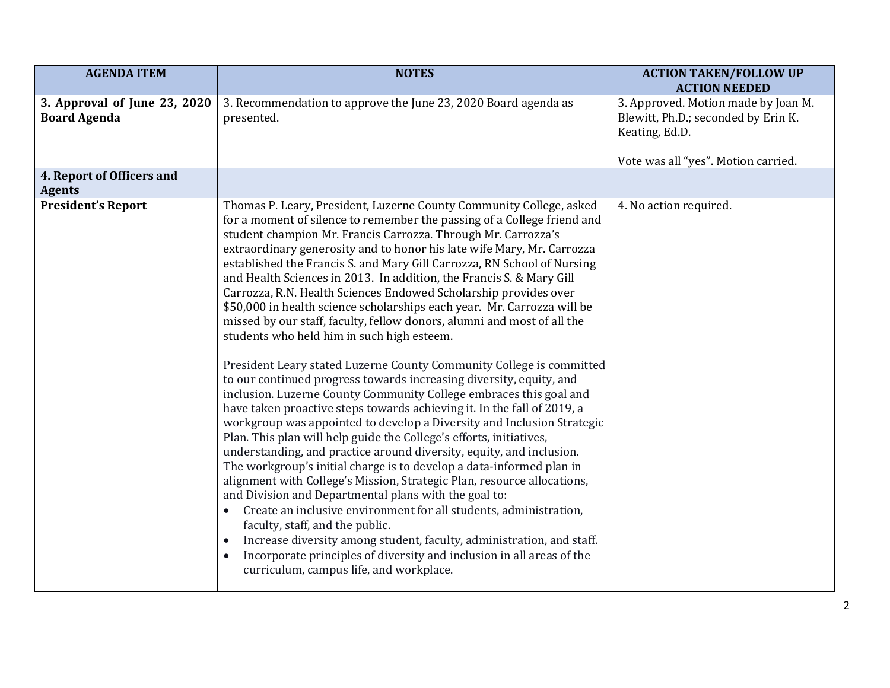| AGENDA ITEM | NOTES | ACTION TAKEN/FOLLOW UP ACTION NEEDED |
|---|---|---|
| **3. Approval of June 23, 2020 Board Agenda** | 3. Recommendation to approve the June 23, 2020 Board agenda as presented. | 3. Approved. Motion made by Joan M. Blewitt, Ph.D.; seconded by Erin K. Keating, Ed.D.<br><br>Vote was all "yes". Motion carried. |
| **4. Report of Officers and Agents** | | |
| **President's Report** | Thomas P. Leary, President, Luzerne County Community College, asked for a moment of silence to remember the passing of a College friend and student champion Mr. Francis Carrozza. Through Mr. Carrozza's extraordinary generosity and to honor his late wife Mary, Mr. Carrozza established the Francis S. and Mary Gill Carrozza, RN School of Nursing and Health Sciences in 2013. In addition, the Francis S. & Mary Gill Carrozza, R.N. Health Sciences Endowed Scholarship provides over $50,000 in health science scholarships each year. Mr. Carrozza will be missed by our staff, faculty, fellow donors, alumni and most of all the students who held him in such high esteem.<br><br>President Leary stated Luzerne County Community College is committed to our continued progress towards increasing diversity, equity, and inclusion. Luzerne County Community College embraces this goal and have taken proactive steps towards achieving it. In the fall of 2019, a workgroup was appointed to develop a Diversity and Inclusion Strategic Plan. This plan will help guide the College's efforts, initiatives, understanding, and practice around diversity, equity, and inclusion. The workgroup's initial charge is to develop a data-informed plan in alignment with College's Mission, Strategic Plan, resource allocations, and Division and Departmental plans with the goal to:<br>• Create an inclusive environment for all students, administration, faculty, staff, and the public.<br>• Increase diversity among student, faculty, administration, and staff.<br>• Incorporate principles of diversity and inclusion in all areas of the curriculum, campus life, and workplace. | 4. No action required. |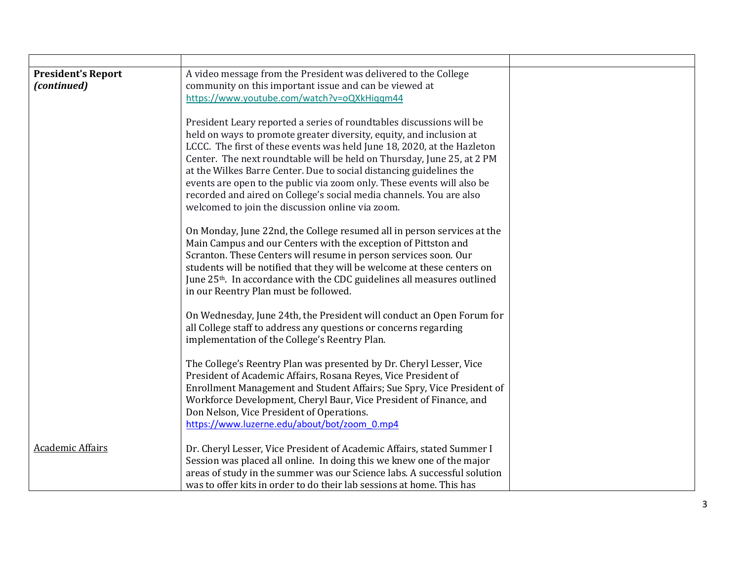| | | |
|---|---|---|
| **President's Report** ***(continued)*** | A video message from the President was delivered to the College community on this important issue and can be viewed at https://www.youtube.com/watch?v=oQXkHiqgm44<br><br>President Leary reported a series of roundtables discussions will be held on ways to promote greater diversity, equity, and inclusion at LCCC. The first of these events was held June 18, 2020, at the Hazleton Center. The next roundtable will be held on Thursday, June 25, at 2 PM at the Wilkes Barre Center. Due to social distancing guidelines the events are open to the public via zoom only. These events will also be recorded and aired on College's social media channels. You are also welcomed to join the discussion online via zoom.<br><br>On Monday, June 22nd, the College resumed all in person services at the Main Campus and our Centers with the exception of Pittston and Scranton. These Centers will resume in person services soon. Our students will be notified that they will be welcome at these centers on June 25th. In accordance with the CDC guidelines all measures outlined in our Reentry Plan must be followed.<br><br>On Wednesday, June 24th, the President will conduct an Open Forum for all College staff to address any questions or concerns regarding implementation of the College's Reentry Plan.<br><br>The College's Reentry Plan was presented by Dr. Cheryl Lesser, Vice President of Academic Affairs, Rosana Reyes, Vice President of Enrollment Management and Student Affairs; Sue Spry, Vice President of Workforce Development, Cheryl Baur, Vice President of Finance, and Don Nelson, Vice President of Operations.<br>https://www.luzerne.edu/about/bot/zoom_0.mp4 | |
| Academic Affairs | Dr. Cheryl Lesser, Vice President of Academic Affairs, stated Summer I Session was placed all online. In doing this we knew one of the major areas of study in the summer was our Science labs. A successful solution was to offer kits in order to do their lab sessions at home. This has | |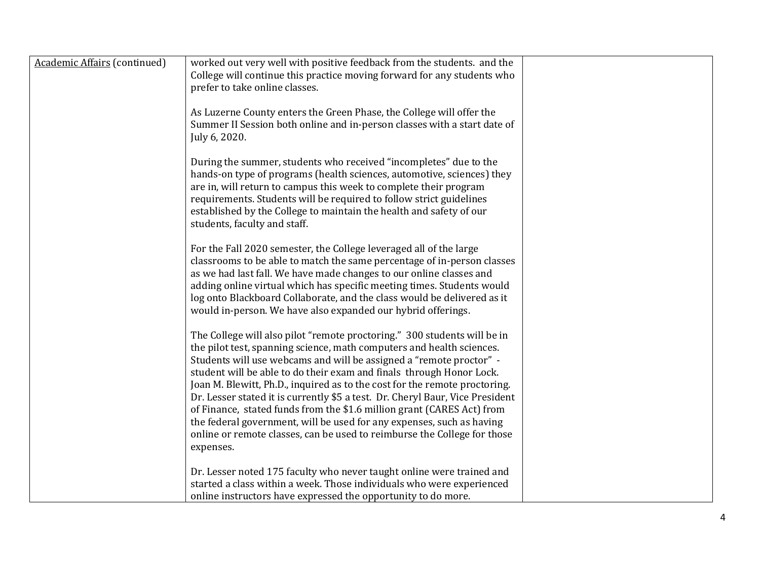| Academic Affairs (continued) | worked out very well with positive feedback from the students. and the College will continue this practice moving forward for any students who prefer to take online classes.<br><br>As Luzerne County enters the Green Phase, the College will offer the Summer II Session both online and in-person classes with a start date of July 6, 2020.<br><br>During the summer, students who received "incompletes" due to the hands-on type of programs (health sciences, automotive, sciences) they are in, will return to campus this week to complete their program requirements. Students will be required to follow strict guidelines established by the College to maintain the health and safety of our students, faculty and staff.<br><br>For the Fall 2020 semester, the College leveraged all of the large classrooms to be able to match the same percentage of in-person classes as we had last fall. We have made changes to our online classes and adding online virtual which has specific meeting times. Students would log onto Blackboard Collaborate, and the class would be delivered as it would in-person. We have also expanded our hybrid offerings.<br><br>The College will also pilot "remote proctoring." 300 students will be in the pilot test, spanning science, math computers and health sciences. Students will use webcams and will be assigned a "remote proctor" - student will be able to do their exam and finals through Honor Lock. Joan M. Blewitt, Ph.D., inquired as to the cost for the remote proctoring. Dr. Lesser stated it is currently $5 a test. Dr. Cheryl Baur, Vice President of Finance, stated funds from the $1.6 million grant (CARES Act) from the federal government, will be used for any expenses, such as having online or remote classes, can be used to reimburse the College for those expenses.<br><br>Dr. Lesser noted 175 faculty who never taught online were trained and started a class within a week. Those individuals who were experienced online instructors have expressed the opportunity to do more. | |
|---|---|---|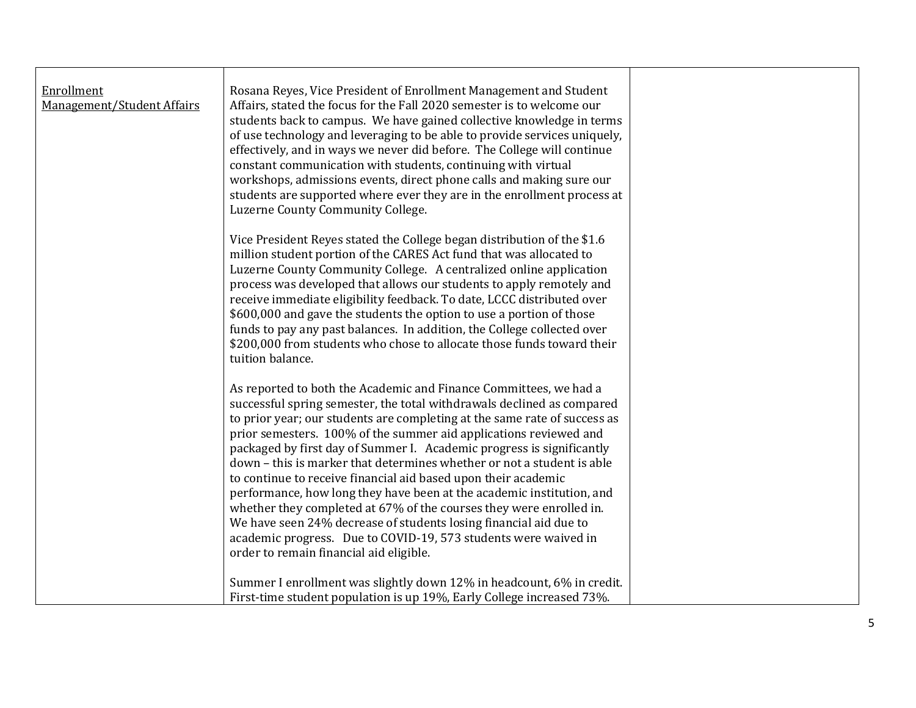| | | |
|---|---|---|
| <u>Enrollment Management/Student Affairs</u> | Rosana Reyes, Vice President of Enrollment Management and Student Affairs, stated the focus for the Fall 2020 semester is to welcome our students back to campus. We have gained collective knowledge in terms of use technology and leveraging to be able to provide services uniquely, effectively, and in ways we never did before. The College will continue constant communication with students, continuing with virtual workshops, admissions events, direct phone calls and making sure our students are supported where ever they are in the enrollment process at Luzerne County Community College.<br><br>Vice President Reyes stated the College began distribution of the $1.6 million student portion of the CARES Act fund that was allocated to Luzerne County Community College. A centralized online application process was developed that allows our students to apply remotely and receive immediate eligibility feedback. To date, LCCC distributed over $600,000 and gave the students the option to use a portion of those funds to pay any past balances. In addition, the College collected over $200,000 from students who chose to allocate those funds toward their tuition balance.<br><br>As reported to both the Academic and Finance Committees, we had a successful spring semester, the total withdrawals declined as compared to prior year; our students are completing at the same rate of success as prior semesters. 100% of the summer aid applications reviewed and packaged by first day of Summer I. Academic progress is significantly down – this is marker that determines whether or not a student is able to continue to receive financial aid based upon their academic performance, how long they have been at the academic institution, and whether they completed at 67% of the courses they were enrolled in. We have seen 24% decrease of students losing financial aid due to academic progress. Due to COVID-19, 573 students were waived in order to remain financial aid eligible.<br><br>Summer I enrollment was slightly down 12% in headcount, 6% in credit. First-time student population is up 19%, Early College increased 73%. | |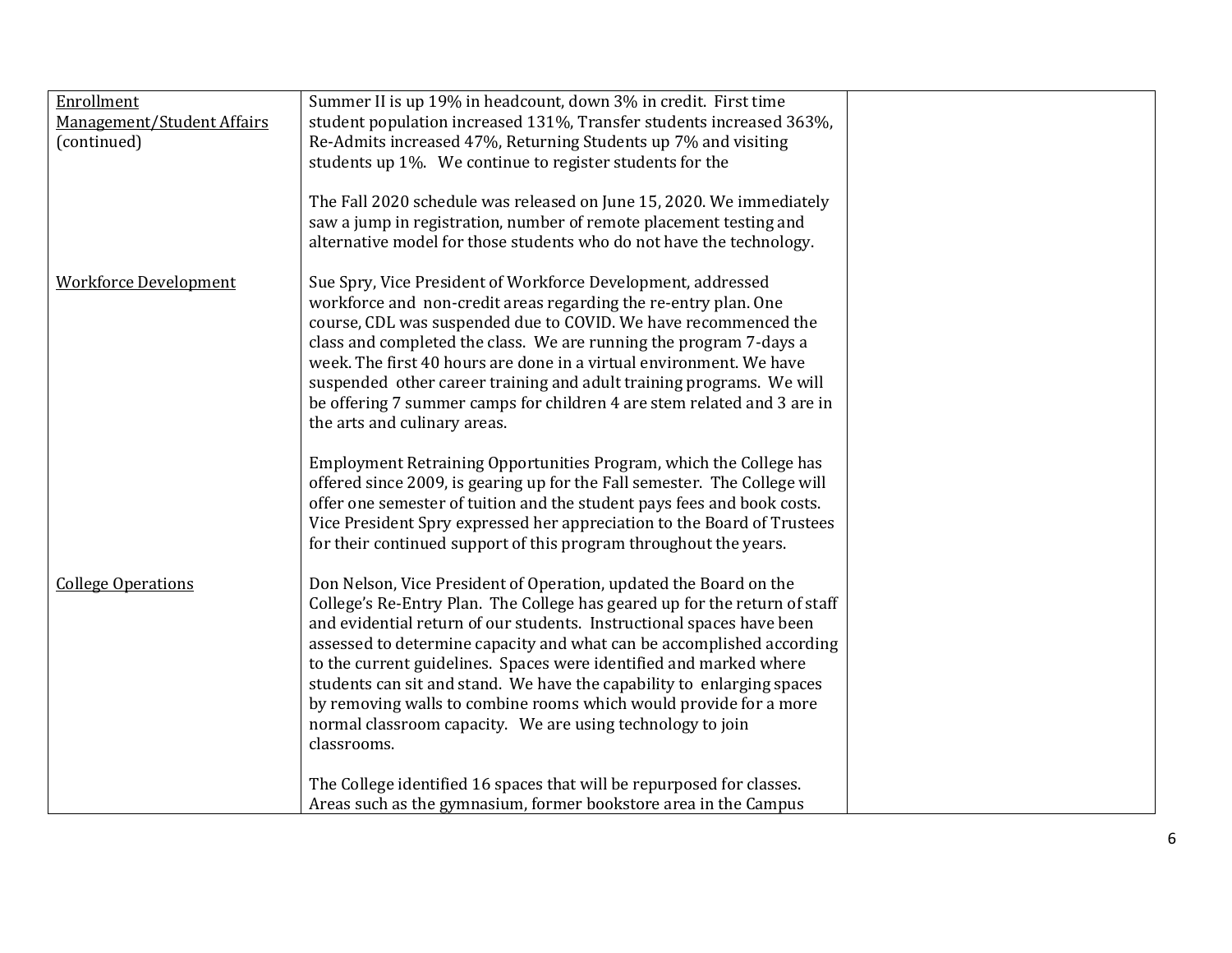| | | |
|---|---|---|
| Enrollment Management/Student Affairs (continued) | Summer II is up 19% in headcount, down 3% in credit. First time student population increased 131%, Transfer students increased 363%, Re-Admits increased 47%, Returning Students up 7% and visiting students up 1%. We continue to register students for the<br><br>The Fall 2020 schedule was released on June 15, 2020. We immediately saw a jump in registration, number of remote placement testing and alternative model for those students who do not have the technology. | |
| Workforce Development | Sue Spry, Vice President of Workforce Development, addressed workforce and non-credit areas regarding the re-entry plan. One course, CDL was suspended due to COVID. We have recommenced the class and completed the class. We are running the program 7-days a week. The first 40 hours are done in a virtual environment. We have suspended other career training and adult training programs. We will be offering 7 summer camps for children 4 are stem related and 3 are in the arts and culinary areas.<br><br>Employment Retraining Opportunities Program, which the College has offered since 2009, is gearing up for the Fall semester. The College will offer one semester of tuition and the student pays fees and book costs. Vice President Spry expressed her appreciation to the Board of Trustees for their continued support of this program throughout the years. | |
| College Operations | Don Nelson, Vice President of Operation, updated the Board on the College's Re-Entry Plan. The College has geared up for the return of staff and evidential return of our students. Instructional spaces have been assessed to determine capacity and what can be accomplished according to the current guidelines. Spaces were identified and marked where students can sit and stand. We have the capability to enlarging spaces by removing walls to combine rooms which would provide for a more normal classroom capacity. We are using technology to join classrooms.<br><br>The College identified 16 spaces that will be repurposed for classes. Areas such as the gymnasium, former bookstore area in the Campus | |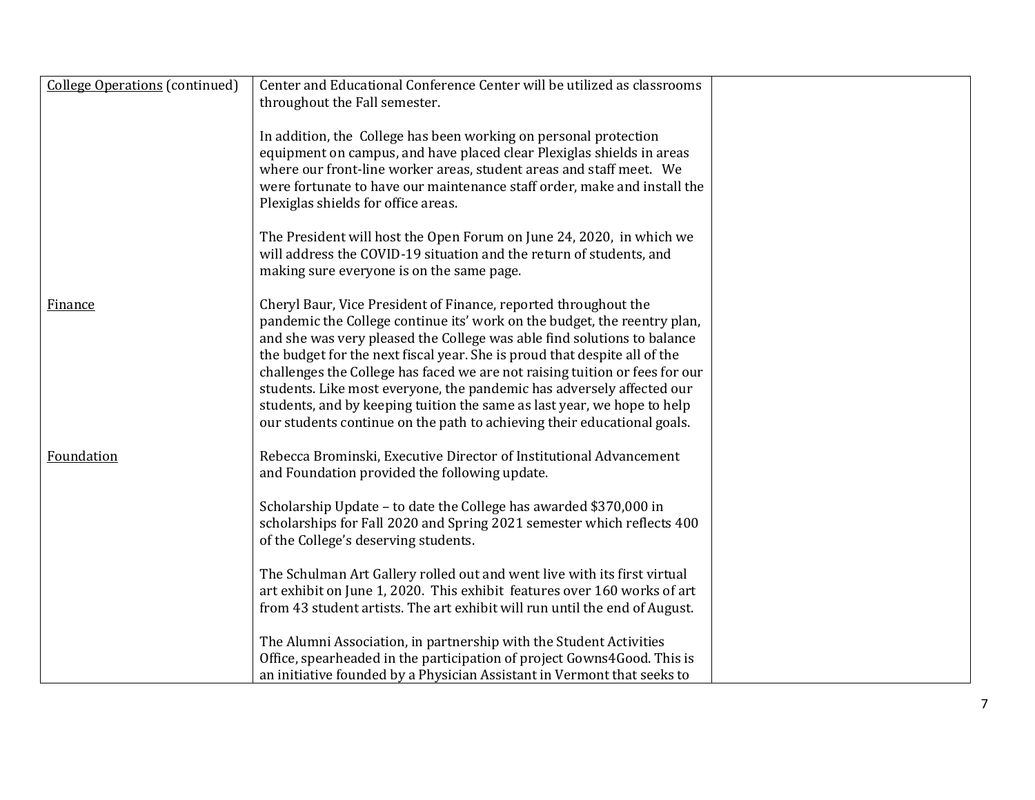| College Operations (continued) | Center and Educational Conference Center will be utilized as classrooms throughout the Fall semester.<br><br>In addition, the College has been working on personal protection equipment on campus, and have placed clear Plexiglas shields in areas where our front-line worker areas, student areas and staff meet. We were fortunate to have our maintenance staff order, make and install the Plexiglas shields for office areas.<br><br>The President will host the Open Forum on June 24, 2020, in which we will address the COVID-19 situation and the return of students, and making sure everyone is on the same page. | |
|---|---|---|
| Finance | Cheryl Baur, Vice President of Finance, reported throughout the pandemic the College continue its' work on the budget, the reentry plan, and she was very pleased the College was able find solutions to balance the budget for the next fiscal year. She is proud that despite all of the challenges the College has faced we are not raising tuition or fees for our students. Like most everyone, the pandemic has adversely affected our students, and by keeping tuition the same as last year, we hope to help our students continue on the path to achieving their educational goals. | |
| Foundation | Rebecca Brominski, Executive Director of Institutional Advancement and Foundation provided the following update.<br><br>Scholarship Update – to date the College has awarded $370,000 in scholarships for Fall 2020 and Spring 2021 semester which reflects 400 of the College's deserving students.<br><br>The Schulman Art Gallery rolled out and went live with its first virtual art exhibit on June 1, 2020. This exhibit features over 160 works of art from 43 student artists. The art exhibit will run until the end of August.<br><br>The Alumni Association, in partnership with the Student Activities Office, spearheaded in the participation of project Gowns4Good. This is an initiative founded by a Physician Assistant in Vermont that seeks to | |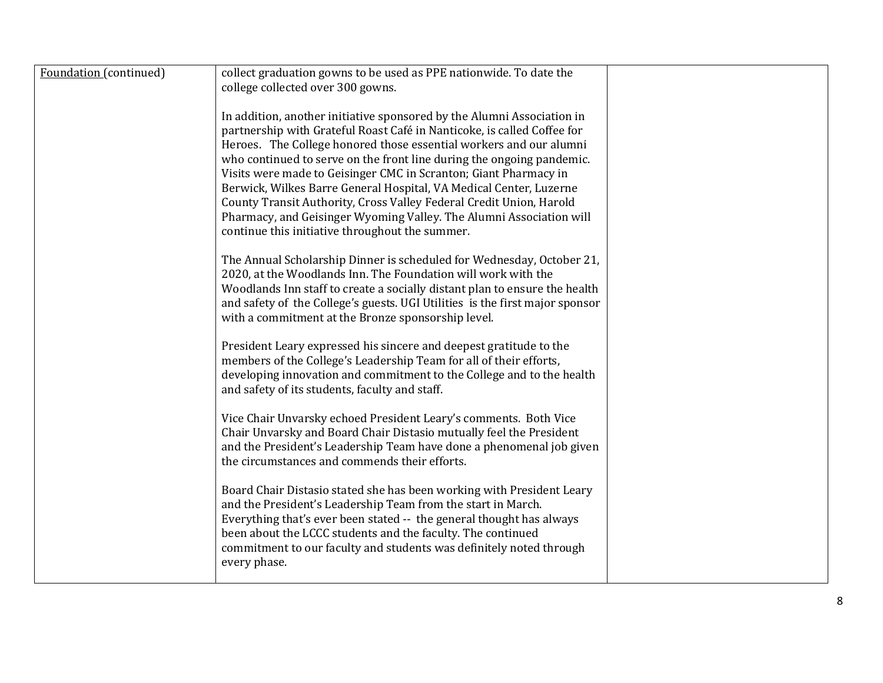| Foundation (continued) | collect graduation gowns to be used as PPE nationwide. To date the college collected over 300 gowns.<br><br>In addition, another initiative sponsored by the Alumni Association in partnership with Grateful Roast Café in Nanticoke, is called Coffee for Heroes. The College honored those essential workers and our alumni who continued to serve on the front line during the ongoing pandemic. Visits were made to Geisinger CMC in Scranton; Giant Pharmacy in Berwick, Wilkes Barre General Hospital, VA Medical Center, Luzerne County Transit Authority, Cross Valley Federal Credit Union, Harold Pharmacy, and Geisinger Wyoming Valley. The Alumni Association will continue this initiative throughout the summer.<br><br>The Annual Scholarship Dinner is scheduled for Wednesday, October 21, 2020, at the Woodlands Inn. The Foundation will work with the Woodlands Inn staff to create a socially distant plan to ensure the health and safety of the College's guests. UGI Utilities is the first major sponsor with a commitment at the Bronze sponsorship level.<br><br>President Leary expressed his sincere and deepest gratitude to the members of the College's Leadership Team for all of their efforts, developing innovation and commitment to the College and to the health and safety of its students, faculty and staff.<br><br>Vice Chair Unvarsky echoed President Leary's comments. Both Vice Chair Unvarsky and Board Chair Distasio mutually feel the President and the President's Leadership Team have done a phenomenal job given the circumstances and commends their efforts.<br><br>Board Chair Distasio stated she has been working with President Leary and the President's Leadership Team from the start in March. Everything that's ever been stated -- the general thought has always been about the LCCC students and the faculty. The continued commitment to our faculty and students was definitely noted through every phase. | |
|---|---|---|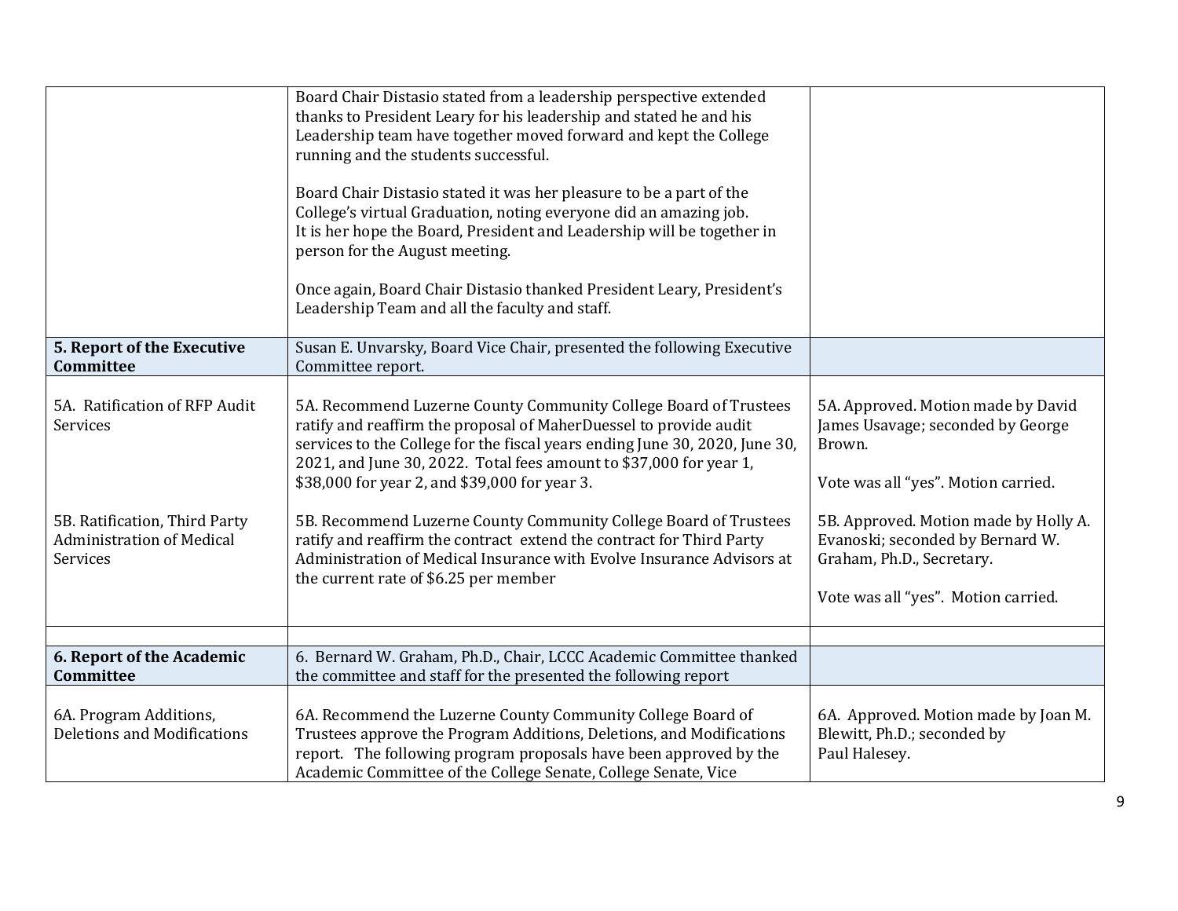| | | |
|---|---|---|
| | Board Chair Distasio stated from a leadership perspective extended thanks to President Leary for his leadership and stated he and his Leadership team have together moved forward and kept the College running and the students successful.<br><br>Board Chair Distasio stated it was her pleasure to be a part of the College's virtual Graduation, noting everyone did an amazing job. It is her hope the Board, President and Leadership will be together in person for the August meeting.<br><br>Once again, Board Chair Distasio thanked President Leary, President's Leadership Team and all the faculty and staff. | |
| **5. Report of the Executive Committee** | Susan E. Unvarsky, Board Vice Chair, presented the following Executive Committee report. | |
| 5A. Ratification of RFP Audit Services<br><br>5B. Ratification, Third Party Administration of Medical Services | 5A. Recommend Luzerne County Community College Board of Trustees ratify and reaffirm the proposal of MaherDuessel to provide audit services to the College for the fiscal years ending June 30, 2020, June 30, 2021, and June 30, 2022. Total fees amount to $37,000 for year 1, $38,000 for year 2, and $39,000 for year 3.<br><br>5B. Recommend Luzerne County Community College Board of Trustees ratify and reaffirm the contract extend the contract for Third Party Administration of Medical Insurance with Evolve Insurance Advisors at the current rate of $6.25 per member | 5A. Approved. Motion made by David James Usavage; seconded by George Brown.<br><br>Vote was all "yes". Motion carried.<br><br>5B. Approved. Motion made by Holly A. Evanoski; seconded by Bernard W. Graham, Ph.D., Secretary.<br><br>Vote was all "yes". Motion carried. |
| | | |
| **6. Report of the Academic Committee** | 6. Bernard W. Graham, Ph.D., Chair, LCCC Academic Committee thanked the committee and staff for the presented the following report | |
| 6A. Program Additions, Deletions and Modifications | 6A. Recommend the Luzerne County Community College Board of Trustees approve the Program Additions, Deletions, and Modifications report. The following program proposals have been approved by the Academic Committee of the College Senate, College Senate, Vice | 6A. Approved. Motion made by Joan M. Blewitt, Ph.D.; seconded by Paul Halesey. |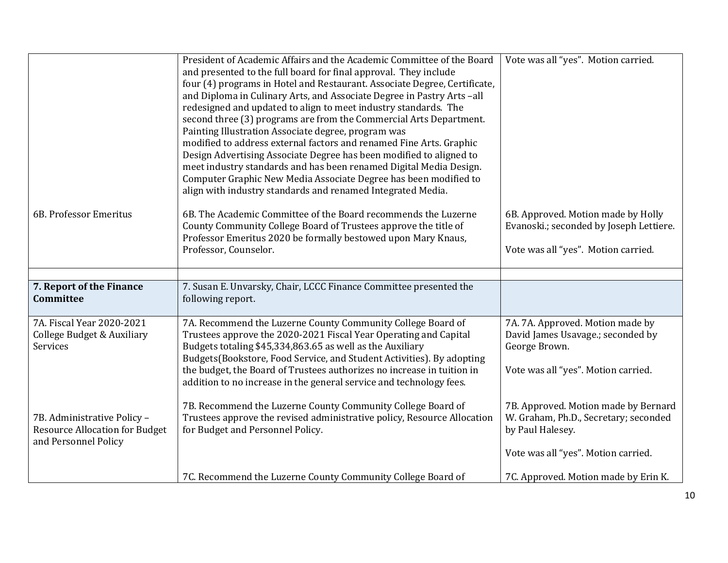| | | |
|---|---|---|
| | President of Academic Affairs and the Academic Committee of the Board and presented to the full board for final approval. They include four (4) programs in Hotel and Restaurant. Associate Degree, Certificate, and Diploma in Culinary Arts, and Associate Degree in Pastry Arts –all redesigned and updated to align to meet industry standards. The second three (3) programs are from the Commercial Arts Department. Painting Illustration Associate degree, program was modified to address external factors and renamed Fine Arts. Graphic Design Advertising Associate Degree has been modified to aligned to meet industry standards and has been renamed Digital Media Design. Computer Graphic New Media Associate Degree has been modified to align with industry standards and renamed Integrated Media. | Vote was all "yes". Motion carried. |
| 6B. Professor Emeritus | 6B. The Academic Committee of the Board recommends the Luzerne County Community College Board of Trustees approve the title of Professor Emeritus 2020 be formally bestowed upon Mary Knaus, Professor, Counselor. | 6B. Approved. Motion made by Holly Evanoski.; seconded by Joseph Lettiere.<br><br>Vote was all "yes". Motion carried. |
| | | |
| **7. Report of the Finance Committee** | 7. Susan E. Unvarsky, Chair, LCCC Finance Committee presented the following report. | |
| 7A. Fiscal Year 2020-2021 College Budget & Auxiliary Services | 7A. Recommend the Luzerne County Community College Board of Trustees approve the 2020-2021 Fiscal Year Operating and Capital Budgets totaling $45,334,863.65 as well as the Auxiliary Budgets(Bookstore, Food Service, and Student Activities). By adopting the budget, the Board of Trustees authorizes no increase in tuition in addition to no increase in the general service and technology fees. | 7A. 7A. Approved. Motion made by David James Usavage.; seconded by George Brown.<br><br>Vote was all "yes". Motion carried. |
| 7B. Administrative Policy – Resource Allocation for Budget and Personnel Policy | 7B. Recommend the Luzerne County Community College Board of Trustees approve the revised administrative policy, Resource Allocation for Budget and Personnel Policy.<br><br>7C. Recommend the Luzerne County Community College Board of | 7B. Approved. Motion made by Bernard W. Graham, Ph.D., Secretary; seconded by Paul Halesey.<br><br>Vote was all "yes". Motion carried.<br><br>7C. Approved. Motion made by Erin K. |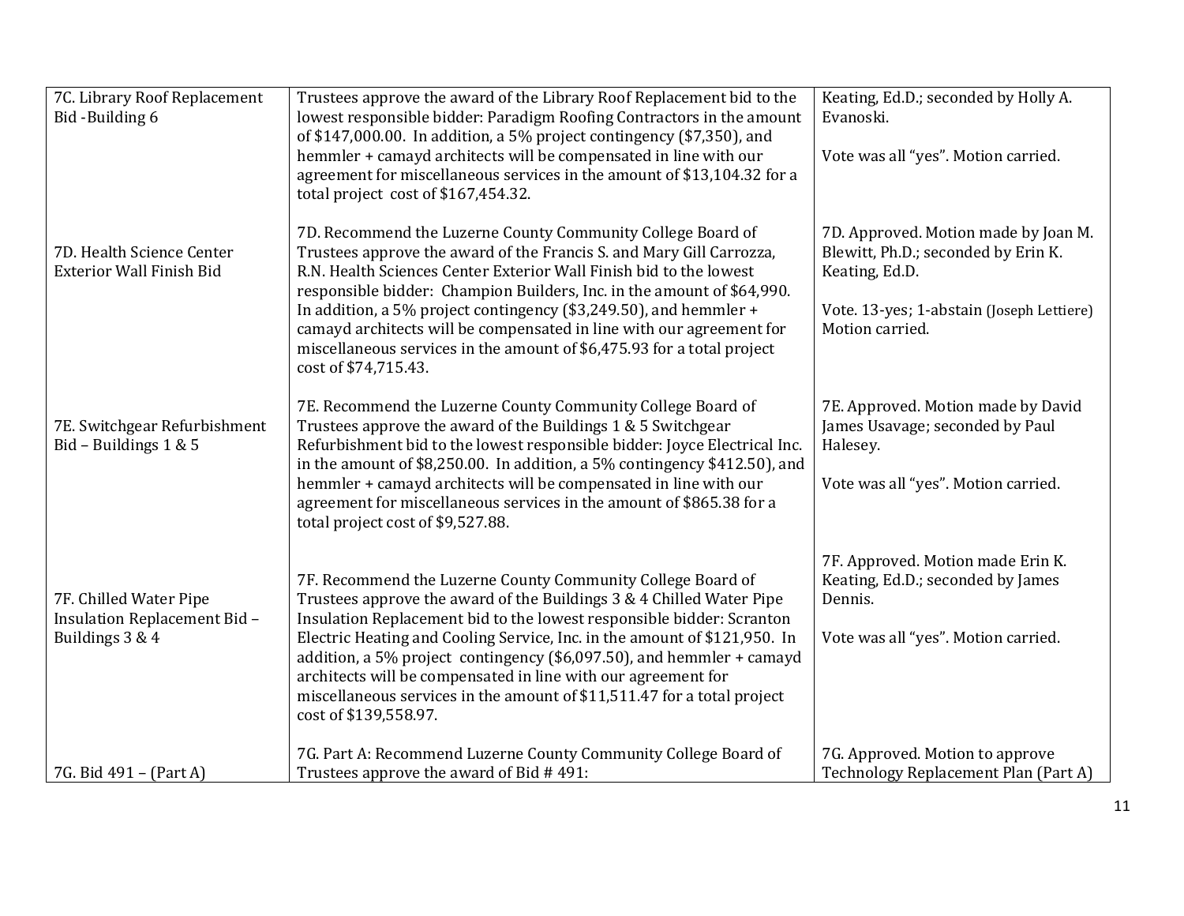| | | |
|---|---|---|
| 7C. Library Roof Replacement Bid -Building 6 | Trustees approve the award of the Library Roof Replacement bid to the lowest responsible bidder: Paradigm Roofing Contractors in the amount of $147,000.00. In addition, a 5% project contingency ($7,350), and hemmler + camayd architects will be compensated in line with our agreement for miscellaneous services in the amount of $13,104.32 for a total project cost of $167,454.32. | Keating, Ed.D.; seconded by Holly A. Evanoski.<br><br>Vote was all "yes". Motion carried. |
| 7D. Health Science Center Exterior Wall Finish Bid | 7D. Recommend the Luzerne County Community College Board of Trustees approve the award of the Francis S. and Mary Gill Carrozza, R.N. Health Sciences Center Exterior Wall Finish bid to the lowest responsible bidder: Champion Builders, Inc. in the amount of $64,990. In addition, a 5% project contingency ($3,249.50), and hemmler + camayd architects will be compensated in line with our agreement for miscellaneous services in the amount of $6,475.93 for a total project cost of $74,715.43. | 7D. Approved. Motion made by Joan M. Blewitt, Ph.D.; seconded by Erin K. Keating, Ed.D.<br><br>Vote. 13-yes; 1-abstain (Joseph Lettiere) Motion carried. |
| 7E. Switchgear Refurbishment Bid – Buildings 1 & 5 | 7E. Recommend the Luzerne County Community College Board of Trustees approve the award of the Buildings 1 & 5 Switchgear Refurbishment bid to the lowest responsible bidder: Joyce Electrical Inc. in the amount of $8,250.00. In addition, a 5% contingency $412.50), and hemmler + camayd architects will be compensated in line with our agreement for miscellaneous services in the amount of $865.38 for a total project cost of $9,527.88. | 7E. Approved. Motion made by David James Usavage; seconded by Paul Halesey.<br><br>Vote was all "yes". Motion carried. |
| 7F. Chilled Water Pipe Insulation Replacement Bid – Buildings 3 & 4 | 7F. Recommend the Luzerne County Community College Board of Trustees approve the award of the Buildings 3 & 4 Chilled Water Pipe Insulation Replacement bid to the lowest responsible bidder: Scranton Electric Heating and Cooling Service, Inc. in the amount of $121,950. In addition, a 5% project contingency ($6,097.50), and hemmler + camayd architects will be compensated in line with our agreement for miscellaneous services in the amount of $11,511.47 for a total project cost of $139,558.97. | 7F. Approved. Motion made Erin K. Keating, Ed.D.; seconded by James Dennis.<br><br>Vote was all "yes". Motion carried. |
| 7G. Bid 491 – (Part A) | 7G. Part A: Recommend Luzerne County Community College Board of Trustees approve the award of Bid # 491: | 7G. Approved. Motion to approve Technology Replacement Plan (Part A) |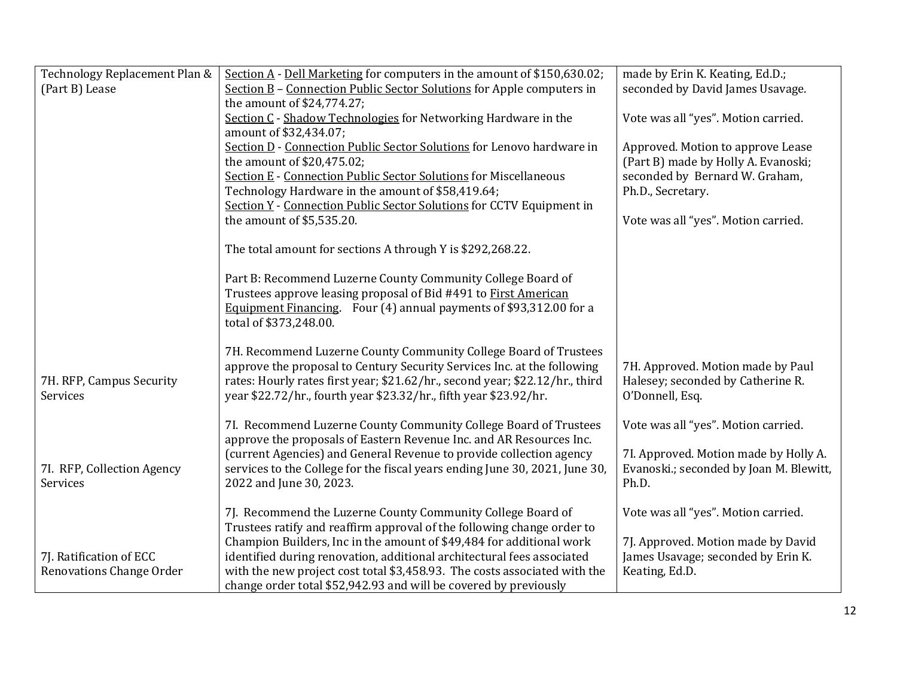| | | |
|---|---|---|
| Technology Replacement Plan & (Part B) Lease | <u>Section A</u> - <u>Dell Marketing</u> for computers in the amount of $150,630.02;<br><u>Section B</u> – <u>Connection Public Sector Solutions</u> for Apple computers in the amount of $24,774.27;<br><u>Section C</u> - <u>Shadow Technologies</u> for Networking Hardware in the amount of $32,434.07;<br><u>Section D</u> - <u>Connection Public Sector Solutions</u> for Lenovo hardware in the amount of $20,475.02;<br><u>Section E</u> - <u>Connection Public Sector Solutions</u> for Miscellaneous Technology Hardware in the amount of $58,419.64;<br><u>Section Y</u> - <u>Connection Public Sector Solutions</u> for CCTV Equipment in the amount of $5,535.20.<br><br>The total amount for sections A through Y is $292,268.22.<br><br>Part B: Recommend Luzerne County Community College Board of Trustees approve leasing proposal of Bid #491 to <u>First American Equipment Financing</u>. Four (4) annual payments of $93,312.00 for a total of $373,248.00. | made by Erin K. Keating, Ed.D.; seconded by David James Usavage.<br><br>Vote was all "yes". Motion carried.<br><br>Approved. Motion to approve Lease (Part B) made by Holly A. Evanoski; seconded by Bernard W. Graham, Ph.D., Secretary.<br><br>Vote was all "yes". Motion carried. |
| 7H. RFP, Campus Security Services | 7H. Recommend Luzerne County Community College Board of Trustees approve the proposal to Century Security Services Inc. at the following rates: Hourly rates first year; $21.62/hr., second year; $22.12/hr., third year $22.72/hr., fourth year $23.32/hr., fifth year $23.92/hr. | 7H. Approved. Motion made by Paul Halesey; seconded by Catherine R. O'Donnell, Esq.<br><br>Vote was all "yes". Motion carried. |
| 7I. RFP, Collection Agency Services | 7I. Recommend Luzerne County Community College Board of Trustees approve the proposals of Eastern Revenue Inc. and AR Resources Inc. (current Agencies) and General Revenue to provide collection agency services to the College for the fiscal years ending June 30, 2021, June 30, 2022 and June 30, 2023. | 7I. Approved. Motion made by Holly A. Evanoski.; seconded by Joan M. Blewitt, Ph.D.<br><br>Vote was all "yes". Motion carried. |
| 7J. Ratification of ECC Renovations Change Order | 7J. Recommend the Luzerne County Community College Board of Trustees ratify and reaffirm approval of the following change order to Champion Builders, Inc in the amount of $49,484 for additional work identified during renovation, additional architectural fees associated with the new project cost total $3,458.93. The costs associated with the change order total $52,942.93 and will be covered by previously | 7J. Approved. Motion made by David James Usavage; seconded by Erin K. Keating, Ed.D. |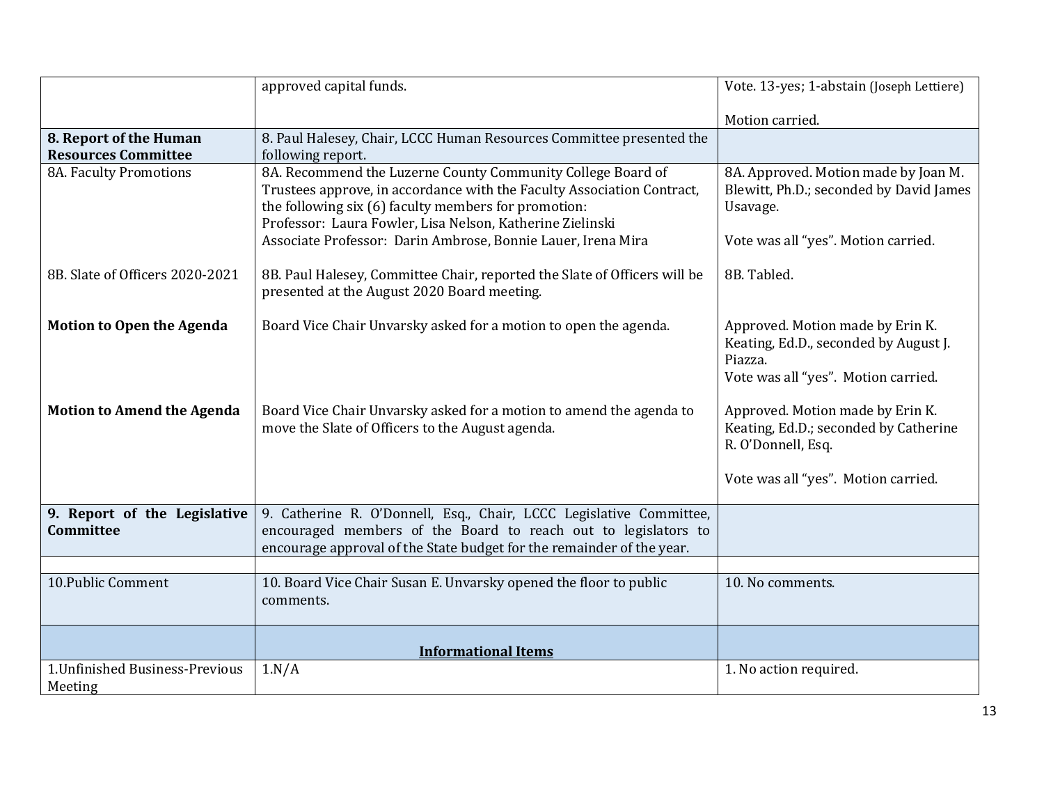| | | |
|---|---|---|
| | approved capital funds. | Vote. 13-yes; 1-abstain (Joseph Lettiere)<br><br>Motion carried. |
| **8. Report of the Human Resources Committee** | 8. Paul Halesey, Chair, LCCC Human Resources Committee presented the following report. | |
| 8A. Faculty Promotions<br><br><br><br><br>8B. Slate of Officers 2020-2021<br><br><br>**Motion to Open the Agenda**<br><br><br><br><br>**Motion to Amend the Agenda** | 8A. Recommend the Luzerne County Community College Board of Trustees approve, in accordance with the Faculty Association Contract, the following six (6) faculty members for promotion:<br>Professor: Laura Fowler, Lisa Nelson, Katherine Zielinski<br>Associate Professor: Darin Ambrose, Bonnie Lauer, Irena Mira<br><br>8B. Paul Halesey, Committee Chair, reported the Slate of Officers will be presented at the August 2020 Board meeting.<br><br>Board Vice Chair Unvarsky asked for a motion to open the agenda.<br><br><br><br><br>Board Vice Chair Unvarsky asked for a motion to amend the agenda to move the Slate of Officers to the August agenda. | 8A. Approved. Motion made by Joan M. Blewitt, Ph.D.; seconded by David James Usavage.<br><br>Vote was all "yes". Motion carried.<br><br>8B. Tabled.<br><br><br>Approved. Motion made by Erin K. Keating, Ed.D., seconded by August J. Piazza.<br>Vote was all "yes". Motion carried.<br><br>Approved. Motion made by Erin K. Keating, Ed.D.; seconded by Catherine R. O'Donnell, Esq.<br><br>Vote was all "yes". Motion carried. |
| **9. Report of the Legislative Committee** | 9. Catherine R. O'Donnell, Esq., Chair, LCCC Legislative Committee, encouraged members of the Board to reach out to legislators to encourage approval of the State budget for the remainder of the year. | |
| | | |
| 10.Public Comment | 10. Board Vice Chair Susan E. Unvarsky opened the floor to public comments. | 10. No comments. |
| | **Informational Items** | |
| 1.Unfinished Business-Previous Meeting | 1.N/A | 1. No action required. |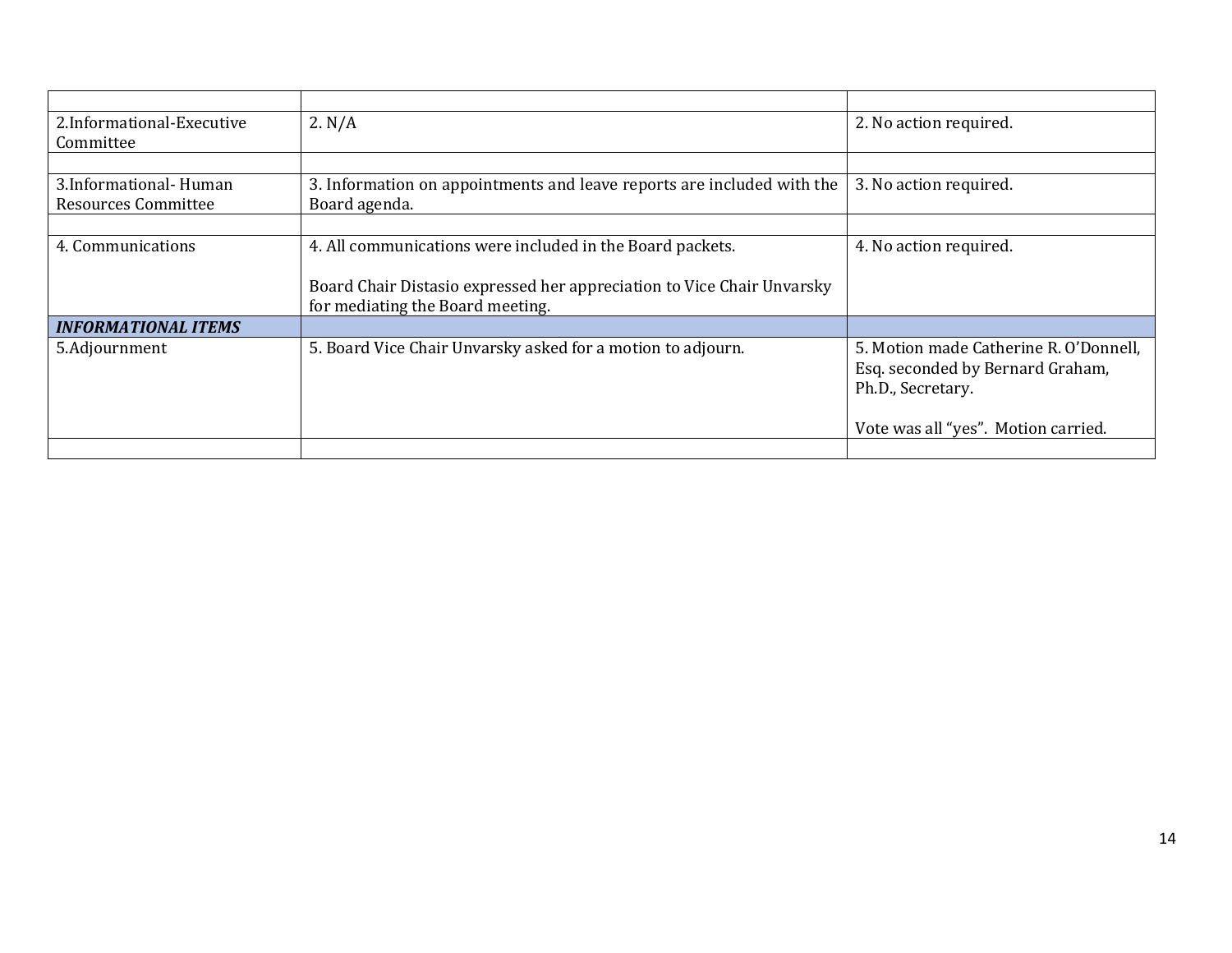| | | |
|---|---|---|
| | | |
| 2.Informational-Executive Committee | 2. N/A | 2. No action required. |
| | | |
| 3.Informational- Human Resources Committee | 3. Information on appointments and leave reports are included with the Board agenda. | 3. No action required. |
| | | |
| 4. Communications | 4. All communications were included in the Board packets.<br><br>Board Chair Distasio expressed her appreciation to Vice Chair Unvarsky for mediating the Board meeting. | 4. No action required. |
| ***INFORMATIONAL ITEMS*** | | |
| 5.Adjournment | 5. Board Vice Chair Unvarsky asked for a motion to adjourn. | 5. Motion made Catherine R. O'Donnell, Esq. seconded by Bernard Graham, Ph.D., Secretary.<br><br>Vote was all "yes". Motion carried. |
| | | |